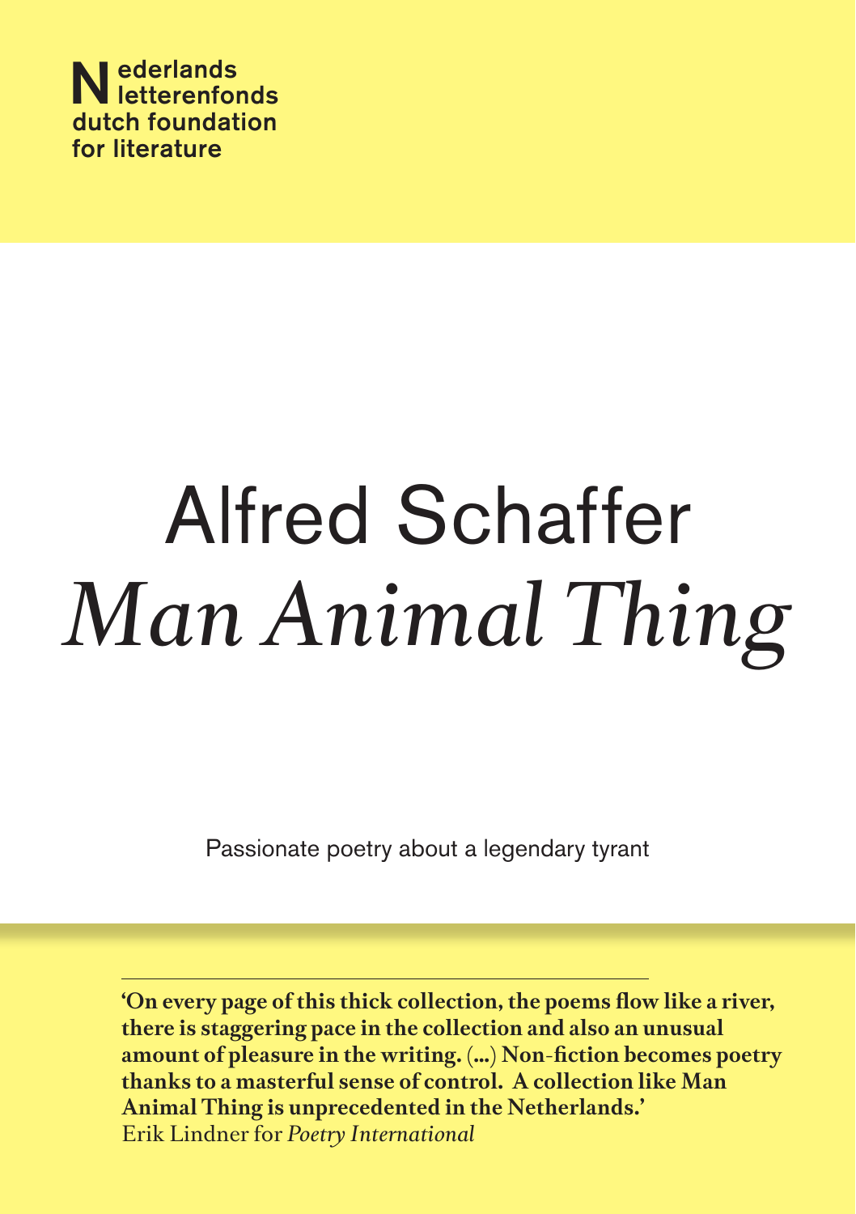**Nederlands letterenfonds**
**dutch foundation for literature**

# Alfred Schaffer
# *Man Animal Thing*

Passionate poetry about a legendary tyrant

---

**'On every page of this thick collection, the poems flow like a river, there is staggering pace in the collection and also an unusual amount of pleasure in the writing. (...) Non-fiction becomes poetry thanks to a masterful sense of control. A collection like Man Animal Thing is unprecedented in the Netherlands.'**
Erik Lindner for *Poetry International*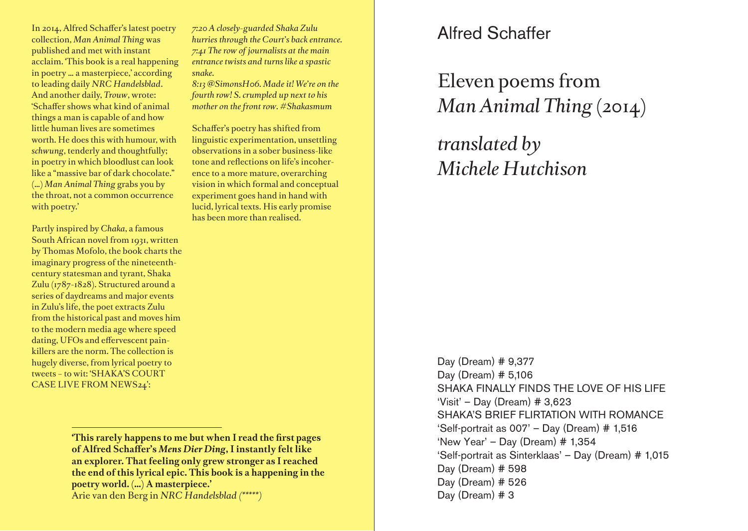In 2014, Alfred Schaffer's latest poetry collection, *Man Animal Thing* was published and met with instant acclaim. 'This book is a real happening in poetry … a masterpiece,' according to leading daily *NRC Handelsblad*. And another daily, *Trouw*, wrote: 'Schaffer shows what kind of animal things a man is capable of and how little human lives are sometimes worth. He does this with humour, with *schwung*, tenderly and thoughtfully; in poetry in which bloodlust can look like a "massive bar of dark chocolate." (…) *Man Animal Thing* grabs you by the throat, not a common occurrence with poetry.'

Partly inspired by *Chaka*, a famous South African novel from 1931, written by Thomas Mofolo, the book charts the imaginary progress of the nineteenth-century statesman and tyrant, Shaka Zulu (1787-1828). Structured around a series of daydreams and major events in Zulu's life, the poet extracts Zulu from the historical past and moves him to the modern media age where speed dating, UFOs and effervescent pain-killers are the norm. The collection is hugely diverse, from lyrical poetry to tweets – to wit: 'SHAKA'S COURT CASE LIVE FROM NEWS24':

*7:20 A closely-guarded Shaka Zulu hurries through the Court's back entrance.*
*7:41 The row of journalists at the main entrance twists and turns like a spastic snake.*
*8:13 @SimonsH06. Made it! We're on the fourth row! S. crumpled up next to his mother on the front row. #Shakasmum*

Schaffer's poetry has shifted from linguistic experimentation, unsettling observations in a sober business-like tone and reflections on life's incoherence to a more mature, overarching vision in which formal and conceptual experiment goes hand in hand with lucid, lyrical texts. His early promise has been more than realised.

---

**'This rarely happens to me but when I read the first pages of Alfred Schaffer's *Mens Dier Ding*, I instantly felt like an explorer. That feeling only grew stronger as I reached the end of this lyrical epic. This book is a happening in the poetry world. (…) A masterpiece.'**
Arie van den Berg in *NRC Handelsblad (\*\*\*\*\*)*

Alfred Schaffer

# Eleven poems from *Man Animal Thing* (2014)

## *translated by Michele Hutchison*

Day (Dream) # 9,377
Day (Dream) # 5,106
SHAKA FINALLY FINDS THE LOVE OF HIS LIFE
'Visit' – Day (Dream) # 3,623
SHAKA'S BRIEF FLIRTATION WITH ROMANCE
'Self-portrait as 007' – Day (Dream) # 1,516
'New Year' – Day (Dream) # 1,354
'Self-portrait as Sinterklaas' – Day (Dream) # 1,015
Day (Dream) # 598
Day (Dream) # 526
Day (Dream) # 3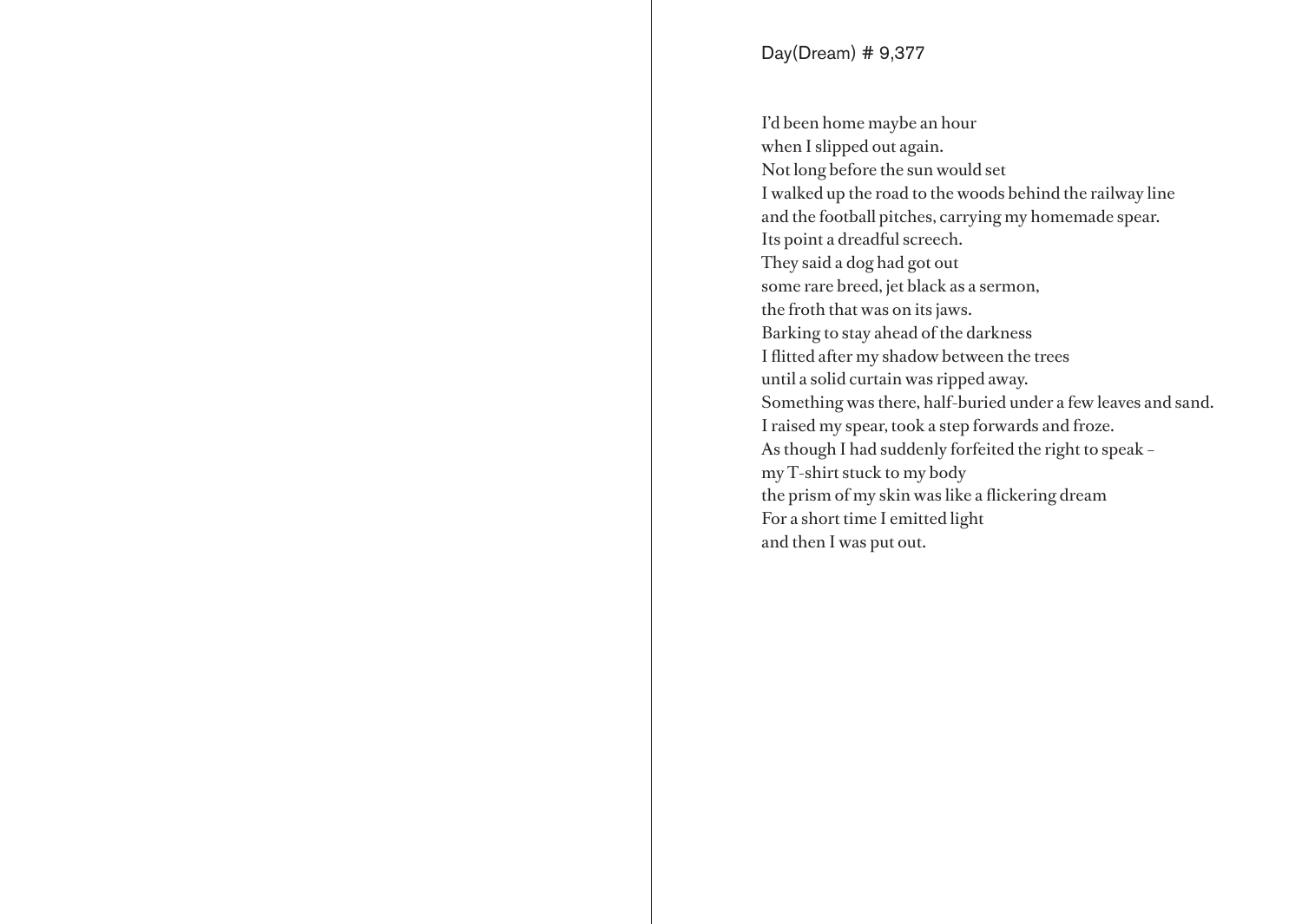## Day(Dream) # 9,377

I'd been home maybe an hour  
when I slipped out again.  
Not long before the sun would set  
I walked up the road to the woods behind the railway line  
and the football pitches, carrying my homemade spear.  
Its point a dreadful screech.  
They said a dog had got out  
some rare breed, jet black as a sermon,  
the froth that was on its jaws.  
Barking to stay ahead of the darkness  
I flitted after my shadow between the trees  
until a solid curtain was ripped away.  
Something was there, half-buried under a few leaves and sand.  
I raised my spear, took a step forwards and froze.  
As though I had suddenly forfeited the right to speak –  
my T-shirt stuck to my body  
the prism of my skin was like a flickering dream  
For a short time I emitted light  
and then I was put out.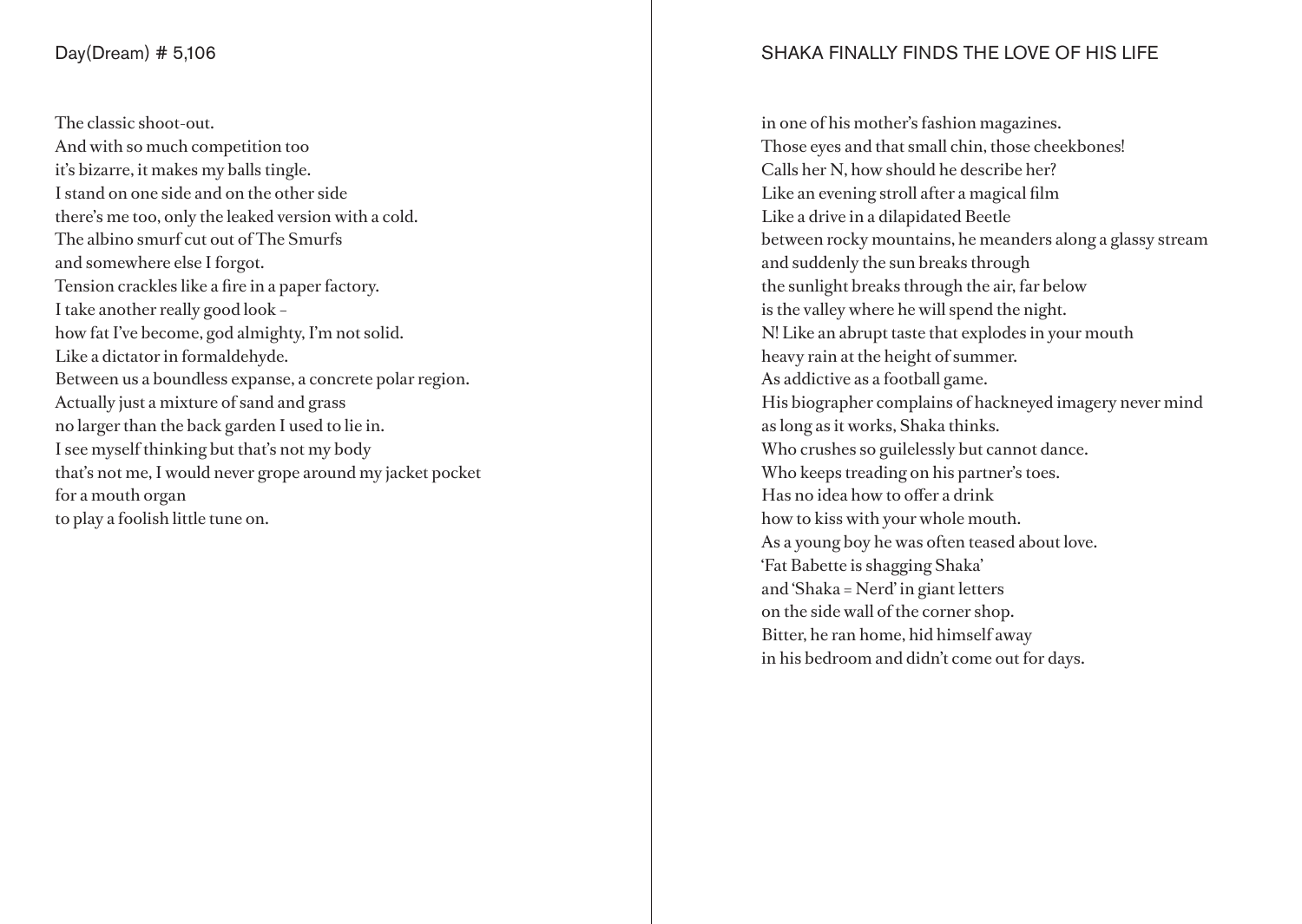## Day(Dream) # 5,106

The classic shoot-out.
And with so much competition too
it's bizarre, it makes my balls tingle.
I stand on one side and on the other side
there's me too, only the leaked version with a cold.
The albino smurf cut out of The Smurfs
and somewhere else I forgot.
Tension crackles like a fire in a paper factory.
I take another really good look –
how fat I've become, god almighty, I'm not solid.
Like a dictator in formaldehyde.
Between us a boundless expanse, a concrete polar region.
Actually just a mixture of sand and grass
no larger than the back garden I used to lie in.
I see myself thinking but that's not my body
that's not me, I would never grope around my jacket pocket
for a mouth organ
to play a foolish little tune on.

## SHAKA FINALLY FINDS THE LOVE OF HIS LIFE

in one of his mother's fashion magazines.
Those eyes and that small chin, those cheekbones!
Calls her N, how should he describe her?
Like an evening stroll after a magical film
Like a drive in a dilapidated Beetle
between rocky mountains, he meanders along a glassy stream
and suddenly the sun breaks through
the sunlight breaks through the air, far below
is the valley where he will spend the night.
N! Like an abrupt taste that explodes in your mouth
heavy rain at the height of summer.
As addictive as a football game.
His biographer complains of hackneyed imagery never mind
as long as it works, Shaka thinks.
Who crushes so guilelessly but cannot dance.
Who keeps treading on his partner's toes.
Has no idea how to offer a drink
how to kiss with your whole mouth.
As a young boy he was often teased about love.
'Fat Babette is shagging Shaka'
and 'Shaka = Nerd' in giant letters
on the side wall of the corner shop.
Bitter, he ran home, hid himself away
in his bedroom and didn't come out for days.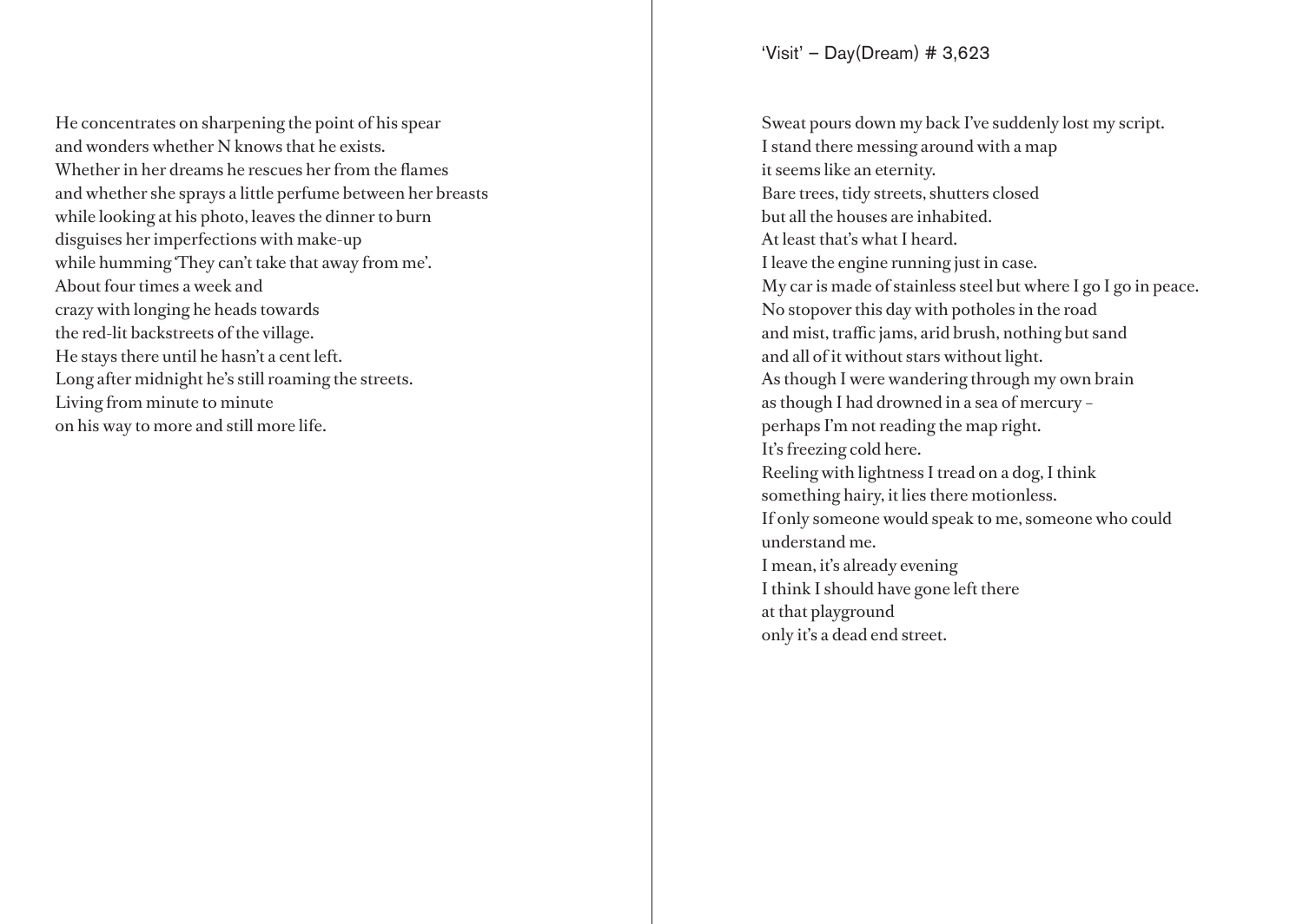He concentrates on sharpening the point of his spear
and wonders whether N knows that he exists.
Whether in her dreams he rescues her from the flames
and whether she sprays a little perfume between her breasts
while looking at his photo, leaves the dinner to burn
disguises her imperfections with make-up
while humming 'They can't take that away from me'.
About four times a week and
crazy with longing he heads towards
the red-lit backstreets of the village.
He stays there until he hasn't a cent left.
Long after midnight he's still roaming the streets.
Living from minute to minute
on his way to more and still more life.

## 'Visit' – Day(Dream) # 3,623

Sweat pours down my back I've suddenly lost my script.
I stand there messing around with a map
it seems like an eternity.
Bare trees, tidy streets, shutters closed
but all the houses are inhabited.
At least that's what I heard.
I leave the engine running just in case.
My car is made of stainless steel but where I go I go in peace.
No stopover this day with potholes in the road
and mist, traffic jams, arid brush, nothing but sand
and all of it without stars without light.
As though I were wandering through my own brain
as though I had drowned in a sea of mercury –
perhaps I'm not reading the map right.
It's freezing cold here.
Reeling with lightness I tread on a dog, I think
something hairy, it lies there motionless.
If only someone would speak to me, someone who could
understand me.
I mean, it's already evening
I think I should have gone left there
at that playground
only it's a dead end street.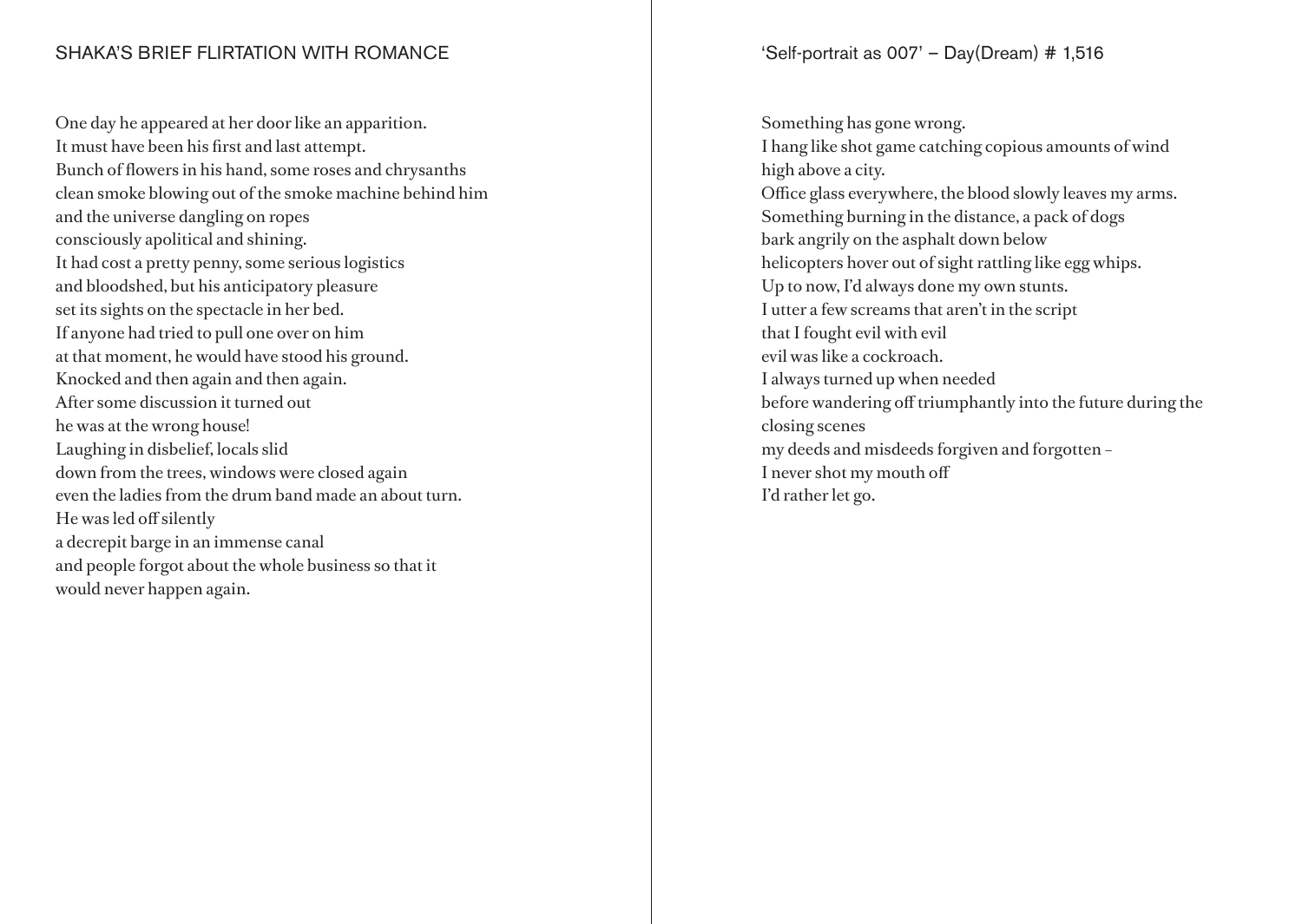## SHAKA'S BRIEF FLIRTATION WITH ROMANCE

One day he appeared at her door like an apparition.
It must have been his first and last attempt.
Bunch of flowers in his hand, some roses and chrysanths
clean smoke blowing out of the smoke machine behind him
and the universe dangling on ropes
consciously apolitical and shining.
It had cost a pretty penny, some serious logistics
and bloodshed, but his anticipatory pleasure
set its sights on the spectacle in her bed.
If anyone had tried to pull one over on him
at that moment, he would have stood his ground.
Knocked and then again and then again.
After some discussion it turned out
he was at the wrong house!
Laughing in disbelief, locals slid
down from the trees, windows were closed again
even the ladies from the drum band made an about turn.
He was led off silently
a decrepit barge in an immense canal
and people forgot about the whole business so that it
would never happen again.

## 'Self-portrait as 007' – Day(Dream) # 1,516

Something has gone wrong.
I hang like shot game catching copious amounts of wind
high above a city.
Office glass everywhere, the blood slowly leaves my arms.
Something burning in the distance, a pack of dogs
bark angrily on the asphalt down below
helicopters hover out of sight rattling like egg whips.
Up to now, I'd always done my own stunts.
I utter a few screams that aren't in the script
that I fought evil with evil
evil was like a cockroach.
I always turned up when needed
before wandering off triumphantly into the future during the
closing scenes
my deeds and misdeeds forgiven and forgotten –
I never shot my mouth off
I'd rather let go.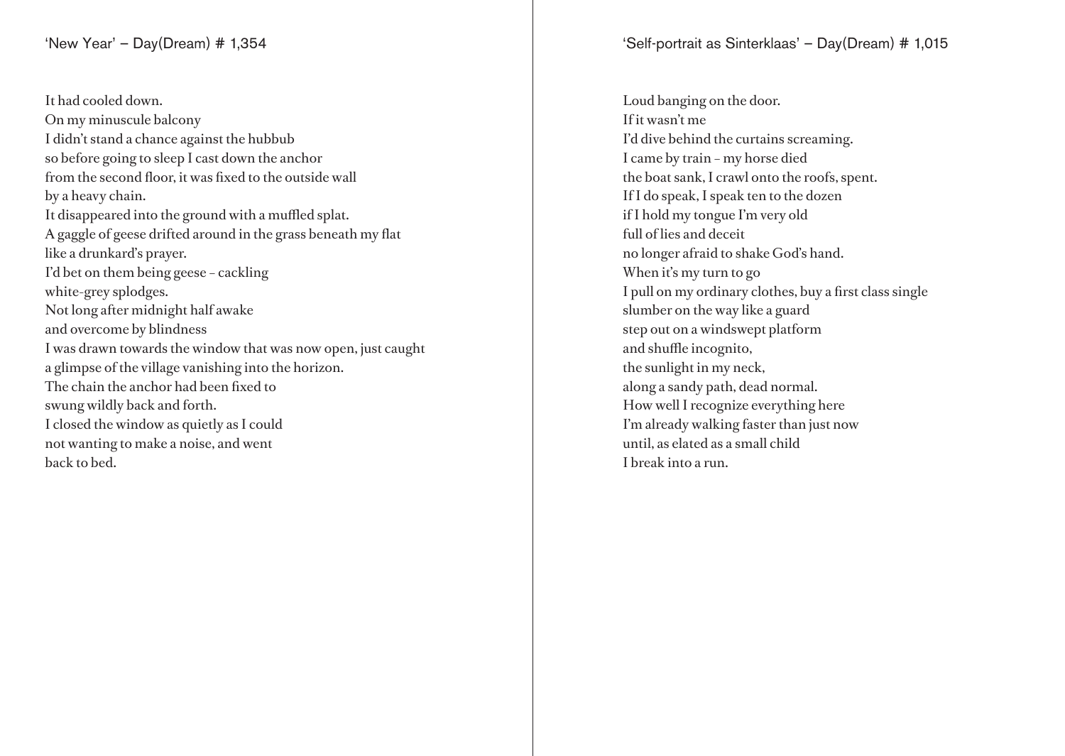## 'New Year' – Day(Dream) # 1,354

It had cooled down.
On my minuscule balcony
I didn't stand a chance against the hubbub
so before going to sleep I cast down the anchor
from the second floor, it was fixed to the outside wall
by a heavy chain.
It disappeared into the ground with a muffled splat.
A gaggle of geese drifted around in the grass beneath my flat
like a drunkard's prayer.
I'd bet on them being geese – cackling
white-grey splodges.
Not long after midnight half awake
and overcome by blindness
I was drawn towards the window that was now open, just caught
a glimpse of the village vanishing into the horizon.
The chain the anchor had been fixed to
swung wildly back and forth.
I closed the window as quietly as I could
not wanting to make a noise, and went
back to bed.

## 'Self-portrait as Sinterklaas' – Day(Dream) # 1,015

Loud banging on the door.
If it wasn't me
I'd dive behind the curtains screaming.
I came by train – my horse died
the boat sank, I crawl onto the roofs, spent.
If I do speak, I speak ten to the dozen
if I hold my tongue I'm very old
full of lies and deceit
no longer afraid to shake God's hand.
When it's my turn to go
I pull on my ordinary clothes, buy a first class single
slumber on the way like a guard
step out on a windswept platform
and shuffle incognito,
the sunlight in my neck,
along a sandy path, dead normal.
How well I recognize everything here
I'm already walking faster than just now
until, as elated as a small child
I break into a run.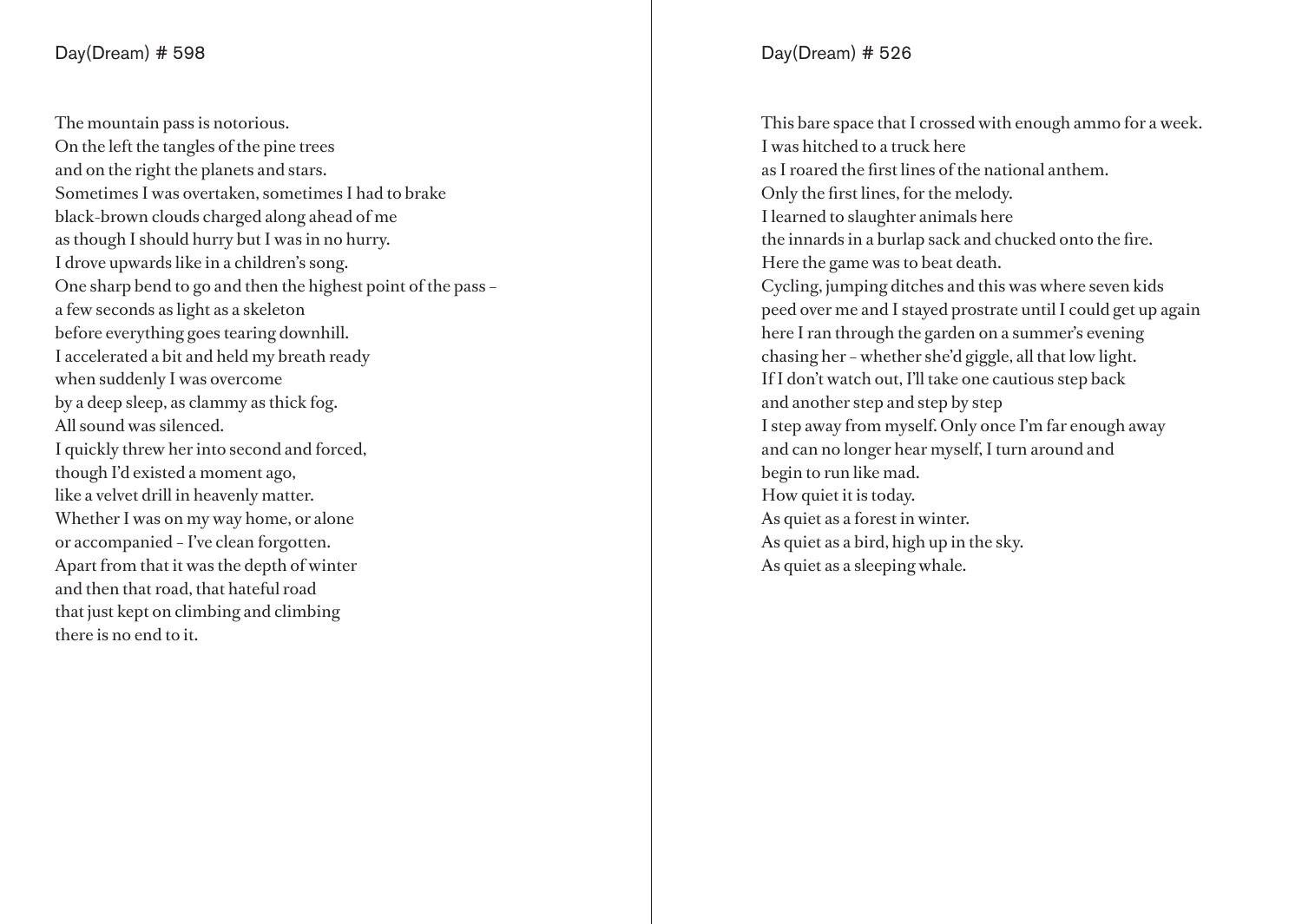## Day(Dream) # 598

The mountain pass is notorious.
On the left the tangles of the pine trees
and on the right the planets and stars.
Sometimes I was overtaken, sometimes I had to brake
black-brown clouds charged along ahead of me
as though I should hurry but I was in no hurry.
I drove upwards like in a children's song.
One sharp bend to go and then the highest point of the pass –
a few seconds as light as a skeleton
before everything goes tearing downhill.
I accelerated a bit and held my breath ready
when suddenly I was overcome
by a deep sleep, as clammy as thick fog.
All sound was silenced.
I quickly threw her into second and forced,
though I'd existed a moment ago,
like a velvet drill in heavenly matter.
Whether I was on my way home, or alone
or accompanied – I've clean forgotten.
Apart from that it was the depth of winter
and then that road, that hateful road
that just kept on climbing and climbing
there is no end to it.

## Day(Dream) # 526

This bare space that I crossed with enough ammo for a week.
I was hitched to a truck here
as I roared the first lines of the national anthem.
Only the first lines, for the melody.
I learned to slaughter animals here
the innards in a burlap sack and chucked onto the fire.
Here the game was to beat death.
Cycling, jumping ditches and this was where seven kids
peed over me and I stayed prostrate until I could get up again
here I ran through the garden on a summer's evening
chasing her – whether she'd giggle, all that low light.
If I don't watch out, I'll take one cautious step back
and another step and step by step
I step away from myself. Only once I'm far enough away
and can no longer hear myself, I turn around and
begin to run like mad.
How quiet it is today.
As quiet as a forest in winter.
As quiet as a bird, high up in the sky.
As quiet as a sleeping whale.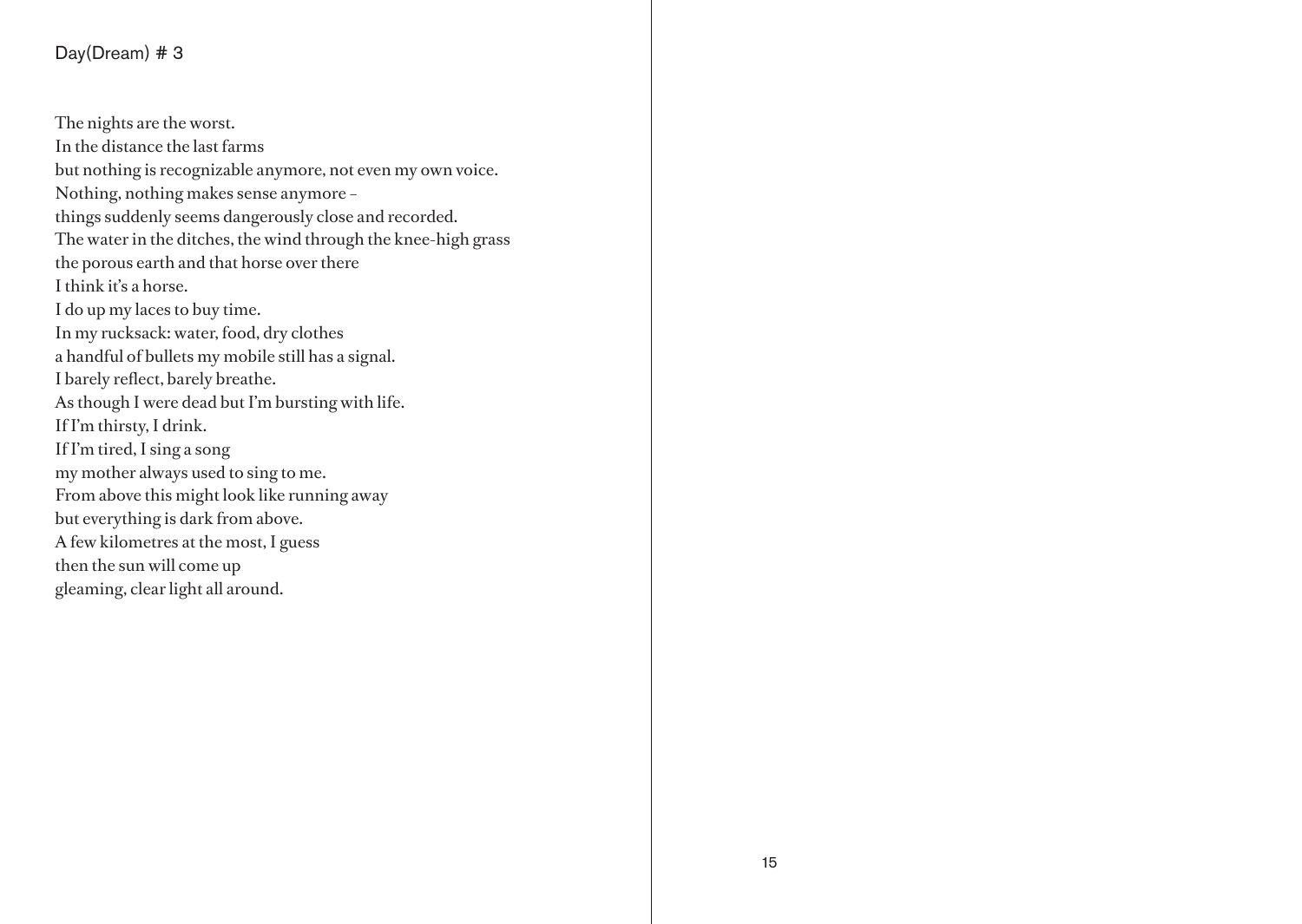## Day(Dream) # 3

The nights are the worst.  
In the distance the last farms  
but nothing is recognizable anymore, not even my own voice.  
Nothing, nothing makes sense anymore –  
things suddenly seems dangerously close and recorded.  
The water in the ditches, the wind through the knee-high grass  
the porous earth and that horse over there  
I think it's a horse.  
I do up my laces to buy time.  
In my rucksack: water, food, dry clothes  
a handful of bullets my mobile still has a signal.  
I barely reflect, barely breathe.  
As though I were dead but I'm bursting with life.  
If I'm thirsty, I drink.  
If I'm tired, I sing a song  
my mother always used to sing to me.  
From above this might look like running away  
but everything is dark from above.  
A few kilometres at the most, I guess  
then the sun will come up  
gleaming, clear light all around.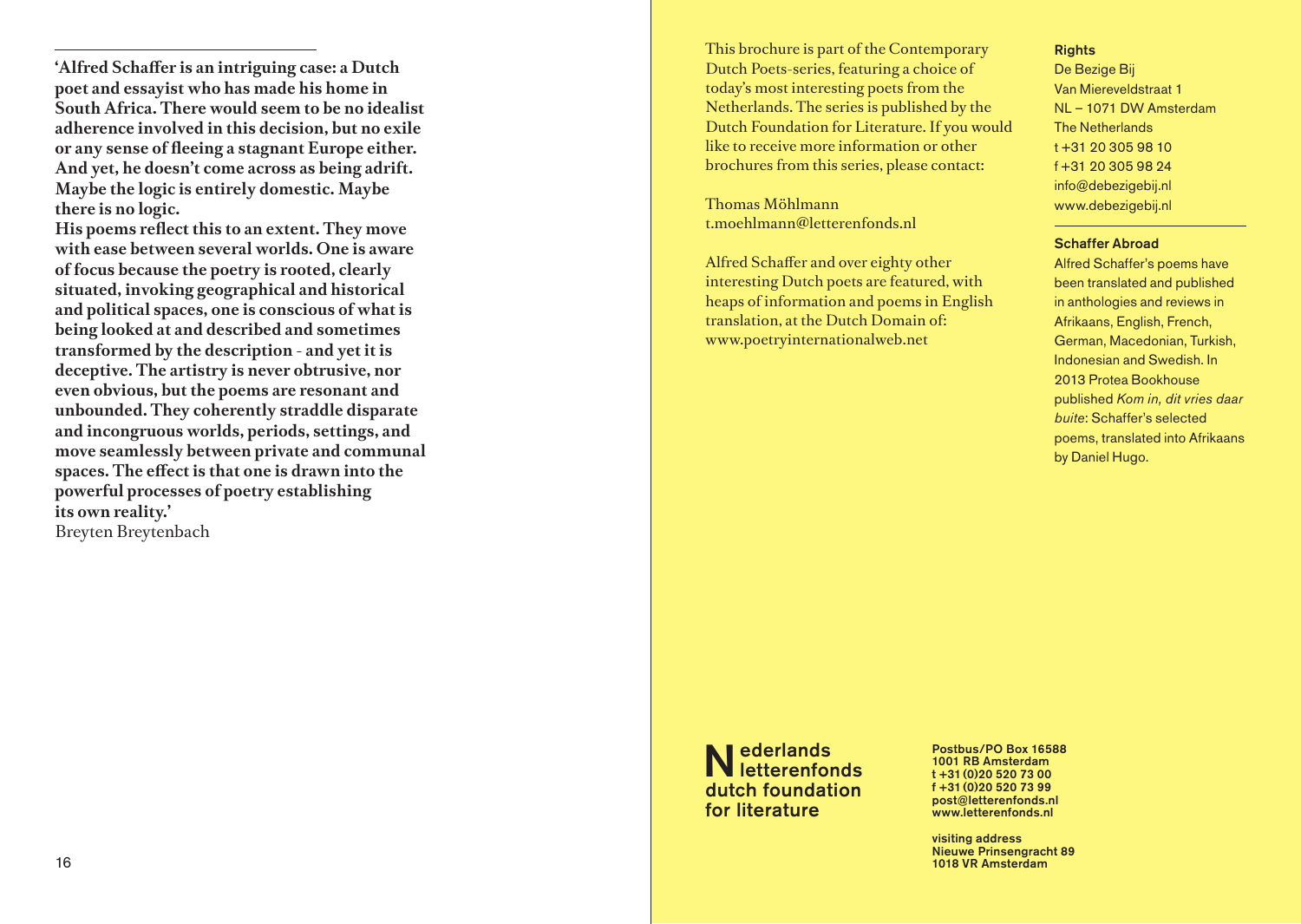**'Alfred Schaffer is an intriguing case: a Dutch poet and essayist who has made his home in South Africa. There would seem to be no idealist adherence involved in this decision, but no exile or any sense of fleeing a stagnant Europe either. And yet, he doesn't come across as being adrift. Maybe the logic is entirely domestic. Maybe there is no logic.**
**His poems reflect this to an extent. They move with ease between several worlds. One is aware of focus because the poetry is rooted, clearly situated, invoking geographical and historical and political spaces, one is conscious of what is being looked at and described and sometimes transformed by the description - and yet it is deceptive. The artistry is never obtrusive, nor even obvious, but the poems are resonant and unbounded. They coherently straddle disparate and incongruous worlds, periods, settings, and move seamlessly between private and communal spaces. The effect is that one is drawn into the powerful processes of poetry establishing its own reality.'**
Breyten Breytenbach

This brochure is part of the Contemporary Dutch Poets-series, featuring a choice of today's most interesting poets from the Netherlands. The series is published by the Dutch Foundation for Literature. If you would like to receive more information or other brochures from this series, please contact:

Thomas Möhlmann
t.moehlmann@letterenfonds.nl

Alfred Schaffer and over eighty other interesting Dutch poets are featured, with heaps of information and poems in English translation, at the Dutch Domain of:
www.poetryinternationalweb.net

**Rights**
De Bezige Bij
Van Miereveldstraat 1
NL – 1071 DW Amsterdam
The Netherlands
t +31 20 305 98 10
f +31 20 305 98 24
info@debezigebij.nl
www.debezigebij.nl

**Schaffer Abroad**
Alfred Schaffer's poems have been translated and published in anthologies and reviews in Afrikaans, English, French, German, Macedonian, Turkish, Indonesian and Swedish. In 2013 Protea Bookhouse published *Kom in, dit vries daar buite*: Schaffer's selected poems, translated into Afrikaans by Daniel Hugo.

Nederlands letterenfonds
dutch foundation for literature

**Postbus/PO Box 16588**
**1001 RB Amsterdam**
**t +31 (0)20 520 73 00**
**f +31 (0)20 520 73 99**
**post@letterenfonds.nl**
**www.letterenfonds.nl**

**visiting address**
**Nieuwe Prinsengracht 89**
**1018 VR Amsterdam**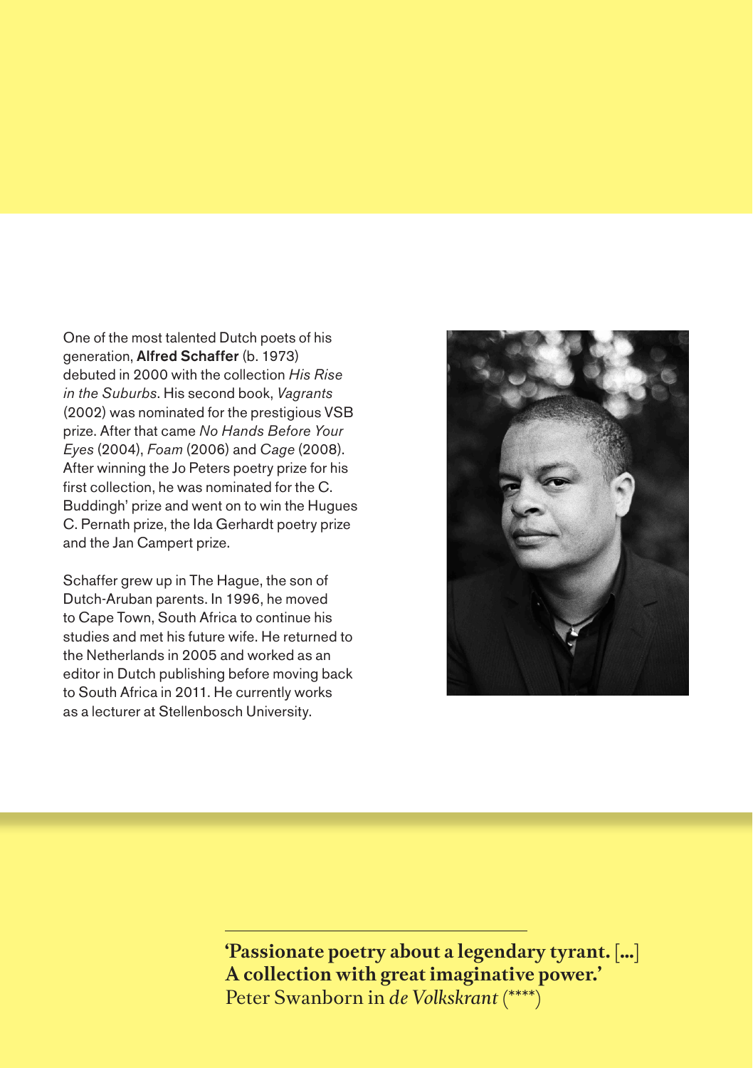One of the most talented Dutch poets of his generation, **Alfred Schaffer** (b. 1973) debuted in 2000 with the collection *His Rise in the Suburbs*. His second book, *Vagrants* (2002) was nominated for the prestigious VSB prize. After that came *No Hands Before Your Eyes* (2004), *Foam* (2006) and *Cage* (2008). After winning the Jo Peters poetry prize for his first collection, he was nominated for the C. Buddingh' prize and went on to win the Hugues C. Pernath prize, the Ida Gerhardt poetry prize and the Jan Campert prize.

Schaffer grew up in The Hague, the son of Dutch-Aruban parents. In 1996, he moved to Cape Town, South Africa to continue his studies and met his future wife. He returned to the Netherlands in 2005 and worked as an editor in Dutch publishing before moving back to South Africa in 2011. He currently works as a lecturer at Stellenbosch University.

---

**'Passionate poetry about a legendary tyrant.** [...] **A collection with great imaginative power.'**
Peter Swanborn in *de Volkskrant* (****)